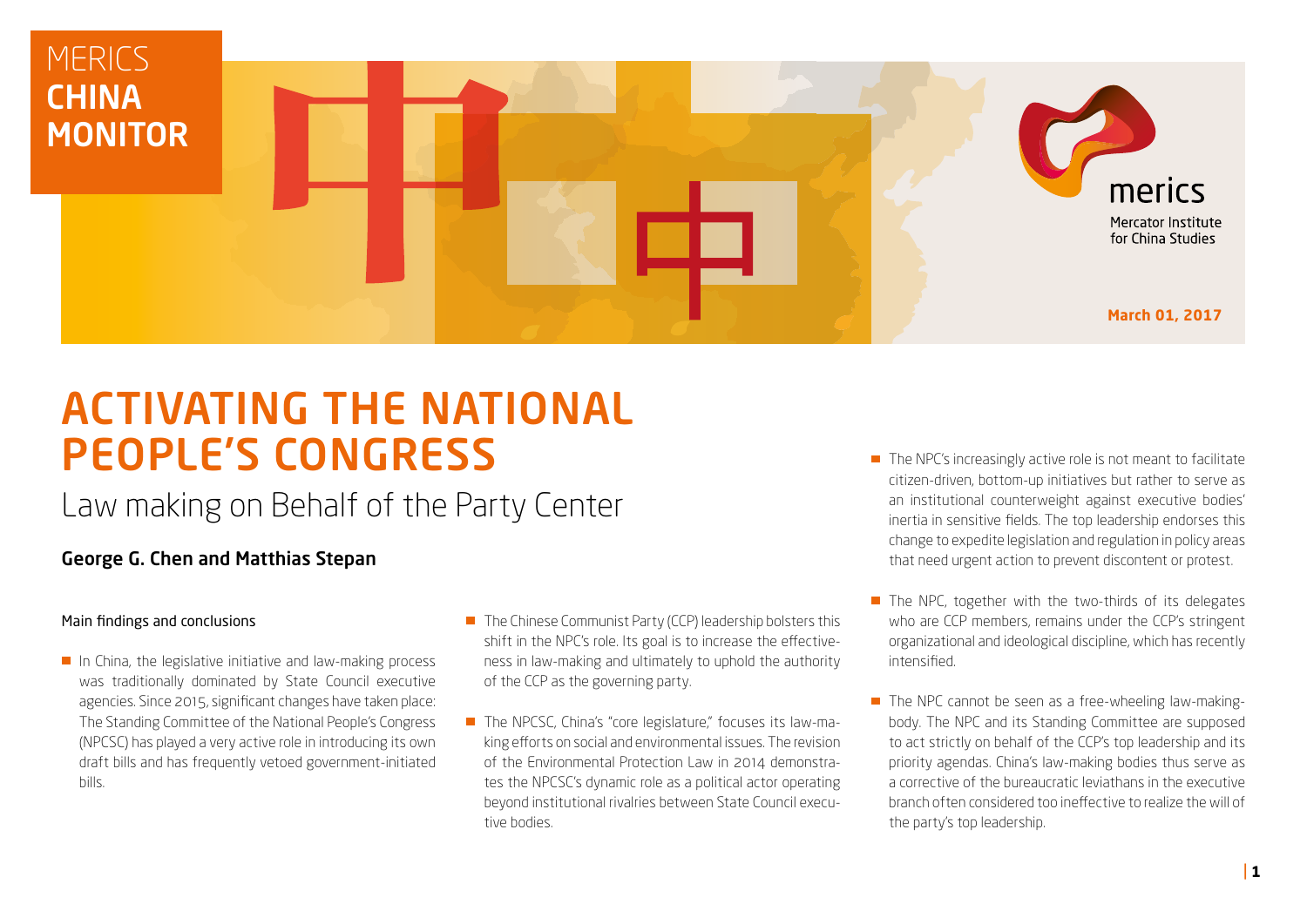MERICS **CHINA MONITOR**

March 01, 2017

# ACTIVATING THE NATIONAL PEOPLE'S CONGRESS

## Law making on Behalf of the Party Center

**George G. Chen and Matthias Stepan**

Main findings and conclusions

- In China, the legislative initiative and law-making process was traditionally dominated by State Council executive agencies. Since 2015, significant changes have taken place: The Standing Committee of the National People's Congress (NPCSC) has played a very active role in introducing its own draft bills and has frequently vetoed government-initiated bills.
- The Chinese Communist Party (CCP) leadership bolsters this shift in the NPC's role. Its goal is to increase the effectiveness in law-making and ultimately to uphold the authority of the CCP as the governing party.
- The NPCSC, China's "core legislature," focuses its law-making efforts on social and environmental issues. The revision of the Environmental Protection Law in 2014 demonstrates the NPCSC's dynamic role as a political actor operating beyond institutional rivalries between State Council executive bodies.
- The NPC's increasingly active role is not meant to facilitate citizen-driven, bottom-up initiatives but rather to serve as an institutional counterweight against executive bodies' inertia in sensitive fields. The top leadership endorses this change to expedite legislation and regulation in policy areas that need urgent action to prevent discontent or protest.
- The NPC, together with the two-thirds of its delegates who are CCP members, remains under the CCP's stringent organizational and ideological discipline, which has recently intensified.
- The NPC cannot be seen as a free-wheeling law-making-body. The NPC and its Standing Committee are supposed to act strictly on behalf of the CCP's top leadership and its priority agendas. China's law-making bodies thus serve as a corrective of the bureaucratic leviathans in the executive branch often considered too ineffective to realize the will of the party's top leadership.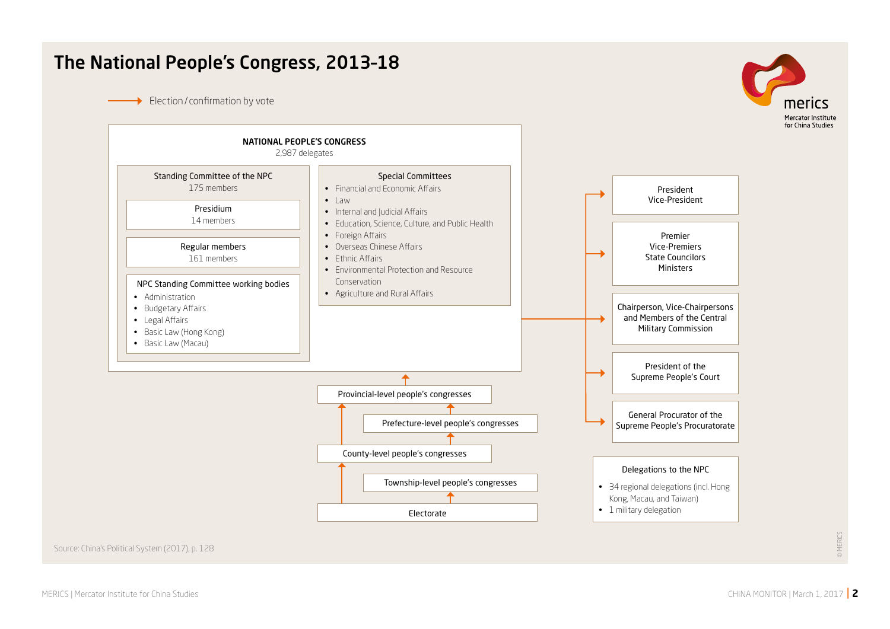# The National People's Congress, 2013-18

Election / confirmation by vote

**NATIONAL PEOPLE'S CONGRESS**
2,987 delegates

**Standing Committee of the NPC**
175 members

- Presidium – 14 members
- Regular members – 161 members
- NPC Standing Committee working bodies
  - Administration
  - Budgetary Affairs
  - Legal Affairs
  - Basic Law (Hong Kong)
  - Basic Law (Macau)

**Special Committees**

- Financial and Economic Affairs
- Law
- Internal and Judicial Affairs
- Education, Science, Culture, and Public Health
- Foreign Affairs
- Overseas Chinese Affairs
- Ethnic Affairs
- Environmental Protection and Resource Conservation
- Agriculture and Rural Affairs

**The National People's Congress elects / confirms by vote:**

- President, Vice-President
- Premier, Vice-Premiers, State Councilors, Ministers
- Chairperson, Vice-Chairpersons and Members of the Central Military Commission
- President of the Supreme People's Court
- General Procurator of the Supreme People's Procuratorate

**Election chain to the National People's Congress:**

- Provincial-level people's congresses
- Prefecture-level people's congresses
- County-level people's congresses
- Township-level people's congresses
- Electorate

**Delegations to the NPC**

- 34 regional delegations (incl. Hong Kong, Macau, and Taiwan)
- 1 military delegation

Source: China's Political System (2017), p. 128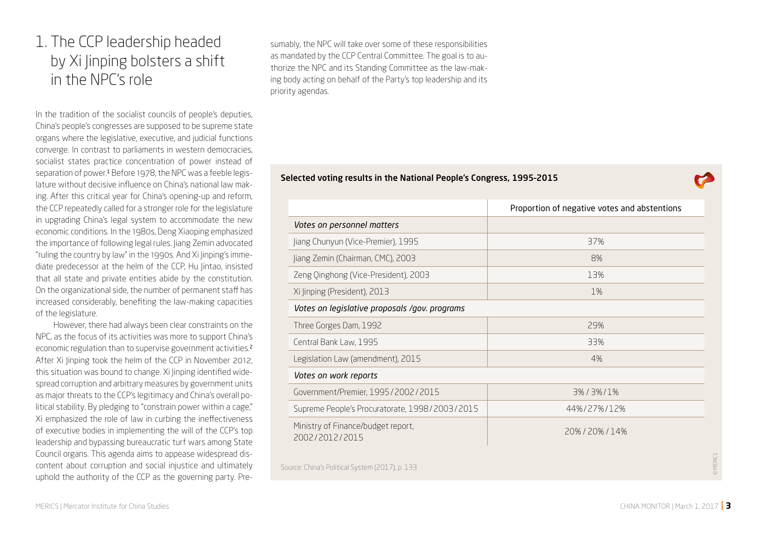# 1. The CCP leadership headed by Xi Jinping bolsters a shift in the NPC's role

In the tradition of the socialist councils of people's deputies, China's people's congresses are supposed to be supreme state organs where the legislative, executive, and judicial functions converge. In contrast to parliaments in western democracies, socialist states practice concentration of power instead of separation of power.[1] Before 1978, the NPC was a feeble legislature without decisive influence on China's national law making. After this critical year for China's opening-up and reform, the CCP repeatedly called for a stronger role for the legislature in upgrading China's legal system to accommodate the new economic conditions. In the 1980s, Deng Xiaoping emphasized the importance of following legal rules. Jiang Zemin advocated "ruling the country by law" in the 1990s. And Xi Jinping's immediate predecessor at the helm of the CCP, Hu Jintao, insisted that all state and private entities abide by the constitution. On the organizational side, the number of permanent staff has increased considerably, benefiting the law-making capacities of the legislature.

However, there had always been clear constraints on the NPC, as the focus of its activities was more to support China's economic regulation than to supervise government activities.[2] After Xi Jinping took the helm of the CCP in November 2012, this situation was bound to change. Xi Jinping identified widespread corruption and arbitrary measures by government units as major threats to the CCP's legitimacy and China's overall political stability. By pledging to "constrain power within a cage," Xi emphasized the role of law in curbing the ineffectiveness of executive bodies in implementing the will of the CCP's top leadership and bypassing bureaucratic turf wars among State Council organs. This agenda aims to appease widespread discontent about corruption and social injustice and ultimately uphold the authority of the CCP as the governing party. Presumably, the NPC will take over some of these responsibilities as mandated by the CCP Central Committee. The goal is to authorize the NPC and its Standing Committee as the law-making body acting on behalf of the Party's top leadership and its priority agendas.

**Selected voting results in the National People's Congress, 1995-2015**

| | Proportion of negative votes and abstentions |
|---|---|
| *Votes on personnel matters* | |
| Jiang Chunyun (Vice-Premier), 1995 | 37% |
| Jiang Zemin (Chairman, CMC), 2003 | 8% |
| Zeng Qinghong (Vice-President), 2003 | 13% |
| Xi Jinping (President), 2013 | 1% |
| *Votes on legislative proposals /gov. programs* | |
| Three Gorges Dam, 1992 | 29% |
| Central Bank Law, 1995 | 33% |
| Legislation Law (amendment), 2015 | 4% |
| *Votes on work reports* | |
| Government/Premier, 1995/2002/2015 | 3% / 3% / 1% |
| Supreme People's Procuratorate, 1998/2003/2015 | 44%/27%/12% |
| Ministry of Finance/budget report, 2002/2012/2015 | 20% / 20% / 14% |

Source: China's Political System (2017), p. 133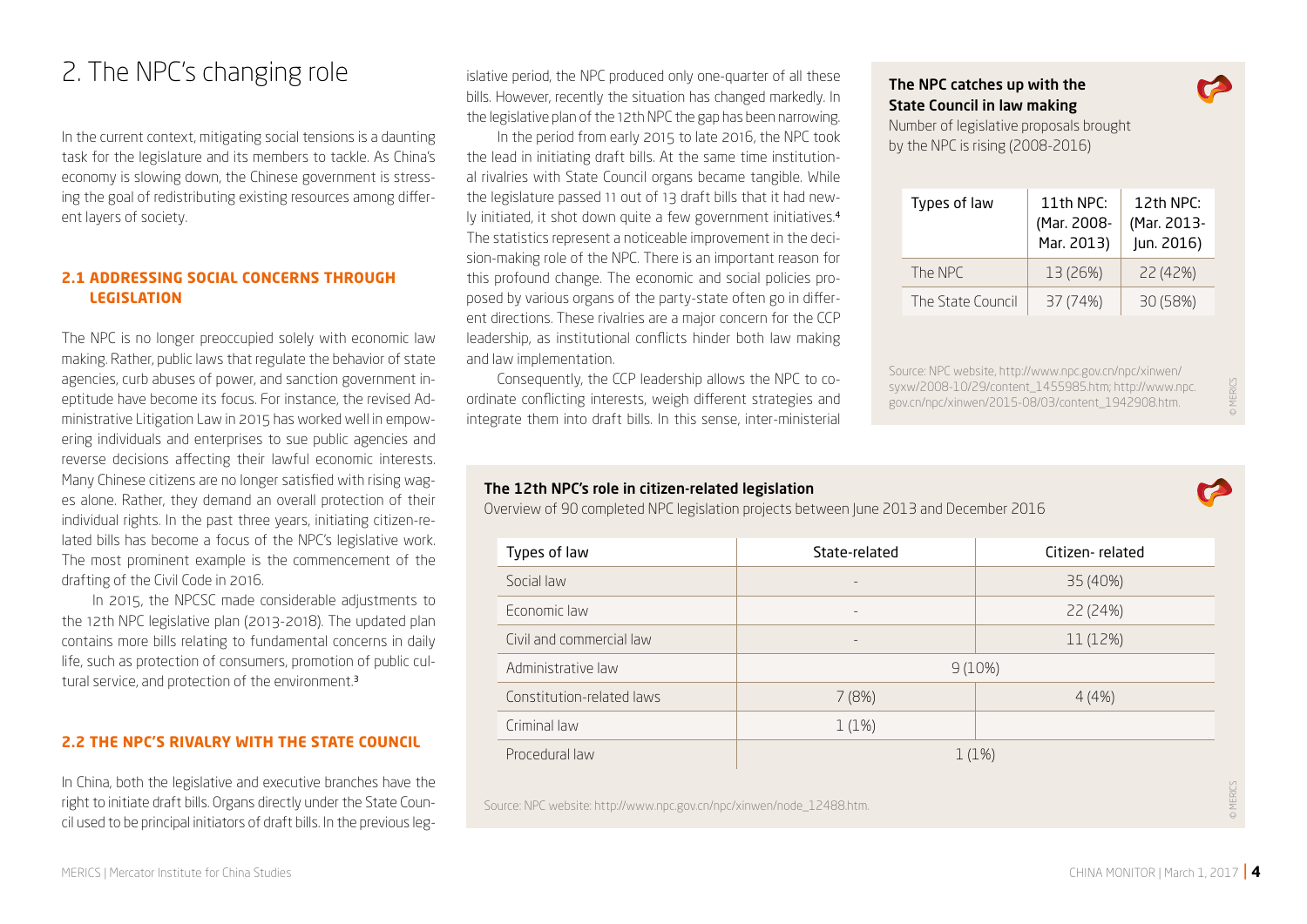## 2. The NPC's changing role

In the current context, mitigating social tensions is a daunting task for the legislature and its members to tackle. As China's economy is slowing down, the Chinese government is stressing the goal of redistributing existing resources among different layers of society.

### 2.1 ADDRESSING SOCIAL CONCERNS THROUGH LEGISLATION

The NPC is no longer preoccupied solely with economic law making. Rather, public laws that regulate the behavior of state agencies, curb abuses of power, and sanction government ineptitude have become its focus. For instance, the revised Administrative Litigation Law in 2015 has worked well in empowering individuals and enterprises to sue public agencies and reverse decisions affecting their lawful economic interests. Many Chinese citizens are no longer satisfied with rising wages alone. Rather, they demand an overall protection of their individual rights. In the past three years, initiating citizen-related bills has become a focus of the NPC's legislative work. The most prominent example is the commencement of the drafting of the Civil Code in 2016.

In 2015, the NPCSC made considerable adjustments to the 12th NPC legislative plan (2013-2018). The updated plan contains more bills relating to fundamental concerns in daily life, such as protection of consumers, promotion of public cultural service, and protection of the environment.[3]

### 2.2 THE NPC'S RIVALRY WITH THE STATE COUNCIL

In China, both the legislative and executive branches have the right to initiate draft bills. Organs directly under the State Council used to be principal initiators of draft bills. In the previous legislative period, the NPC produced only one-quarter of all these bills. However, recently the situation has changed markedly. In the legislative plan of the 12th NPC the gap has been narrowing.

In the period from early 2015 to late 2016, the NPC took the lead in initiating draft bills. At the same time institutional rivalries with State Council organs became tangible. While the legislature passed 11 out of 13 draft bills that it had newly initiated, it shot down quite a few government initiatives.[4] The statistics represent a noticeable improvement in the decision-making role of the NPC. There is an important reason for this profound change. The economic and social policies proposed by various organs of the party-state often go in different directions. These rivalries are a major concern for the CCP leadership, as institutional conflicts hinder both law making and law implementation.

Consequently, the CCP leadership allows the NPC to coordinate conflicting interests, weigh different strategies and integrate them into draft bills. In this sense, inter-ministerial

**The NPC catches up with the State Council in law making**

Number of legislative proposals brought by the NPC is rising (2008-2016)

| Types of law | 11th NPC: (Mar. 2008-Mar. 2013) | 12th NPC: (Mar. 2013-Jun. 2016) |
|---|---|---|
| The NPC | 13 (26%) | 22 (42%) |
| The State Council | 37 (74%) | 30 (58%) |

Source: NPC website, http://www.npc.gov.cn/npc/xinwen/syxw/2008-10/29/content_1455985.htm; http://www.npc.gov.cn/npc/xinwen/2015-08/03/content_1942908.htm.

**The 12th NPC's role in citizen-related legislation**

Overview of 90 completed NPC legislation projects between June 2013 and December 2016

| Types of law | State-related | Citizen- related |
|---|---|---|
| Social law | - | 35 (40%) |
| Economic law | - | 22 (24%) |
| Civil and commercial law | - | 11 (12%) |
| Administrative law | 9 (10%) | |
| Constitution-related laws | 7 (8%) | 4 (4%) |
| Criminal law | 1 (1%) | |
| Procedural law | 1 (1%) | |

Source: NPC website: http://www.npc.gov.cn/npc/xinwen/node_12488.htm.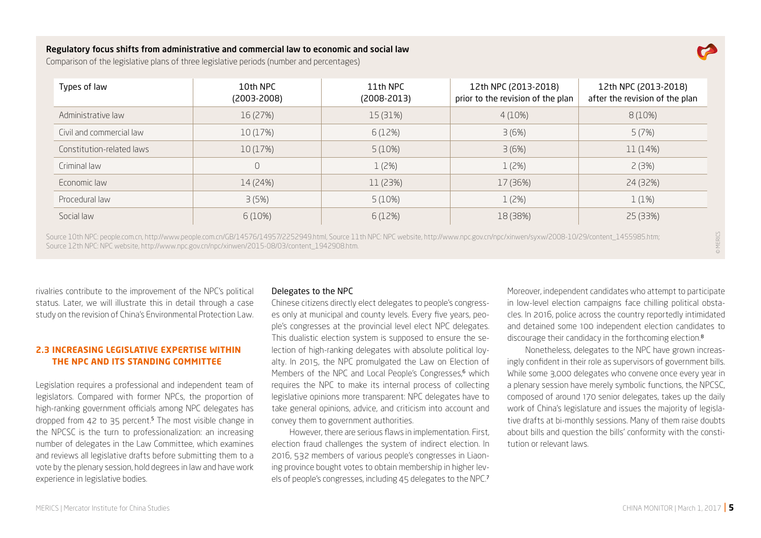**Regulatory focus shifts from administrative and commercial law to economic and social law**

Comparison of the legislative plans of three legislative periods (number and percentages)

| Types of law | 10th NPC (2003-2008) | 11th NPC (2008-2013) | 12th NPC (2013-2018) prior to the revision of the plan | 12th NPC (2013-2018) after the revision of the plan |
|---|---|---|---|---|
| Administrative law | 16 (27%) | 15 (31%) | 4 (10%) | 8 (10%) |
| Civil and commercial law | 10 (17%) | 6 (12%) | 3 (6%) | 5 (7%) |
| Constitution-related laws | 10 (17%) | 5 (10%) | 3 (6%) | 11 (14%) |
| Criminal law | 0 | 1 (2%) | 1 (2%) | 2 (3%) |
| Economic law | 14 (24%) | 11 (23%) | 17 (36%) | 24 (32%) |
| Procedural law | 3 (5%) | 5 (10%) | 1 (2%) | 1 (1%) |
| Social law | 6 (10%) | 6 (12%) | 18 (38%) | 25 (33%) |

Source 10th NPC: people.com.cn, http://www.people.com.cn/GB/14576/14957/2252949.html, Source 11th NPC: NPC website, http://www.npc.gov.cn/npc/xinwen/syxw/2008-10/29/content_1455985.htm; Source 12th NPC: NPC website, http://www.npc.gov.cn/npc/xinwen/2015-08/03/content_1942908.htm.

© MERICS

rivalries contribute to the improvement of the NPC's political status. Later, we will illustrate this in detail through a case study on the revision of China's Environmental Protection Law.

## 2.3 INCREASING LEGISLATIVE EXPERTISE WITHIN THE NPC AND ITS STANDING COMMITTEE

Legislation requires a professional and independent team of legislators. Compared with former NPCs, the proportion of high-ranking government officials among NPC delegates has dropped from 42 to 35 percent.[5] The most visible change in the NPCSC is the turn to professionalization: an increasing number of delegates in the Law Committee, which examines and reviews all legislative drafts before submitting them to a vote by the plenary session, hold degrees in law and have work experience in legislative bodies.

### Delegates to the NPC

Chinese citizens directly elect delegates to people's congresses only at municipal and county levels. Every five years, people's congresses at the provincial level elect NPC delegates. This dualistic election system is supposed to ensure the selection of high-ranking delegates with absolute political loyalty. In 2015, the NPC promulgated the Law on Election of Members of the NPC and Local People's Congresses,[6] which requires the NPC to make its internal process of collecting legislative opinions more transparent: NPC delegates have to take general opinions, advice, and criticism into account and convey them to government authorities.

However, there are serious flaws in implementation. First, election fraud challenges the system of indirect election. In 2016, 532 members of various people's congresses in Liaoning province bought votes to obtain membership in higher levels of people's congresses, including 45 delegates to the NPC.[7] Moreover, independent candidates who attempt to participate in low-level election campaigns face chilling political obstacles. In 2016, police across the country reportedly intimidated and detained some 100 independent election candidates to discourage their candidacy in the forthcoming election.[8]

Nonetheless, delegates to the NPC have grown increasingly confident in their role as supervisors of government bills. While some 3,000 delegates who convene once every year in a plenary session have merely symbolic functions, the NPCSC, composed of around 170 senior delegates, takes up the daily work of China's legislature and issues the majority of legislative drafts at bi-monthly sessions. Many of them raise doubts about bills and question the bills' conformity with the constitution or relevant laws.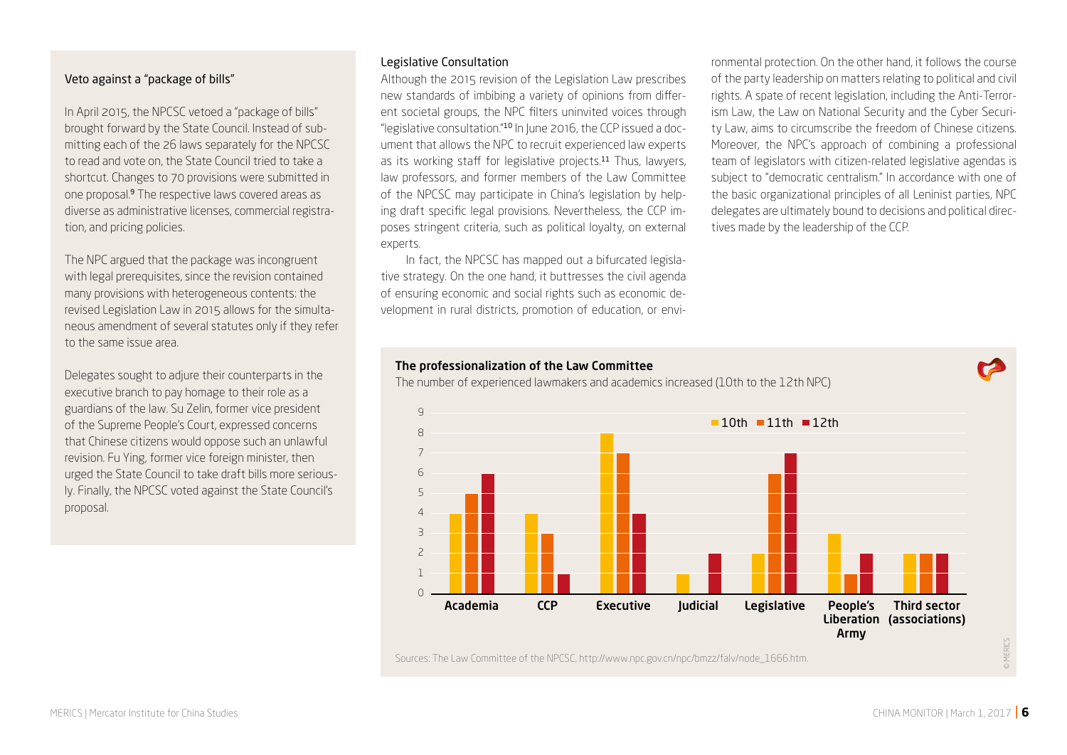### Veto against a "package of bills"

In April 2015, the NPCSC vetoed a "package of bills" brought forward by the State Council. Instead of submitting each of the 26 laws separately for the NPCSC to read and vote on, the State Council tried to take a shortcut. Changes to 70 provisions were submitted in one proposal.[9] The respective laws covered areas as diverse as administrative licenses, commercial registration, and pricing policies.

The NPC argued that the package was incongruent with legal prerequisites, since the revision contained many provisions with heterogeneous contents: the revised Legislation Law in 2015 allows for the simultaneous amendment of several statutes only if they refer to the same issue area.

Delegates sought to adjure their counterparts in the executive branch to pay homage to their role as a guardians of the law. Su Zelin, former vice president of the Supreme People's Court, expressed concerns that Chinese citizens would oppose such an unlawful revision. Fu Ying, former vice foreign minister, then urged the State Council to take draft bills more seriously. Finally, the NPCSC voted against the State Council's proposal.

### Legislative Consultation

Although the 2015 revision of the Legislation Law prescribes new standards of imbibing a variety of opinions from different societal groups, the NPC filters uninvited voices through "legislative consultation."[10] In June 2016, the CCP issued a document that allows the NPC to recruit experienced law experts as its working staff for legislative projects.[11] Thus, lawyers, law professors, and former members of the Law Committee of the NPCSC may participate in China's legislation by helping draft specific legal provisions. Nevertheless, the CCP imposes stringent criteria, such as political loyalty, on external experts.

In fact, the NPCSC has mapped out a bifurcated legislative strategy. On the one hand, it buttresses the civil agenda of ensuring economic and social rights such as economic development in rural districts, promotion of education, or environmental protection. On the other hand, it follows the course of the party leadership on matters relating to political and civil rights. A spate of recent legislation, including the Anti-Terrorism Law, the Law on National Security and the Cyber Security Law, aims to circumscribe the freedom of Chinese citizens. Moreover, the NPC's approach of combining a professional team of legislators with citizen-related legislative agendas is subject to "democratic centralism." In accordance with one of the basic organizational principles of all Leninist parties, NPC delegates are ultimately bound to decisions and political directives made by the leadership of the CCP.

**The professionalization of the Law Committee**

The number of experienced lawmakers and academics increased (10th to the 12th NPC)

| | 10th | 11th | 12th |
|---|---|---|---|
| Academia | 4 | 5 | 6 |
| CCP | 4 | 3 | 1 |
| Executive | 8 | 7 | 4 |
| Judicial | 1 | 0 | 2 |
| Legislative | 2 | 6 | 7 |
| People's Liberation Army | 3 | 1 | 2 |
| Third sector (associations) | 2 | 2 | 2 |

Sources: The Law Committee of the NPCSC, http://www.npc.gov.cn/npc/bmzz/falv/node_1666.htm.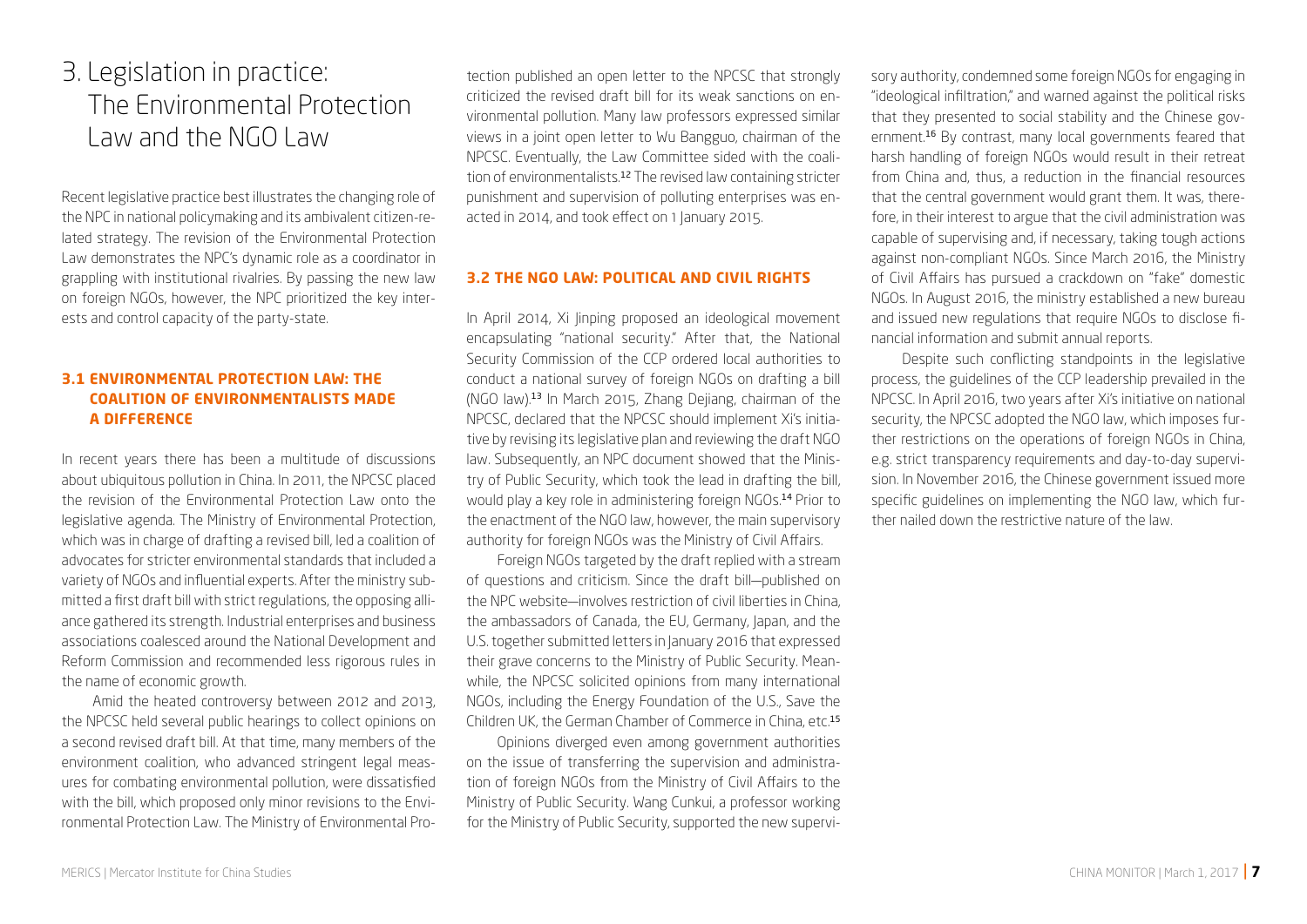# 3. Legislation in practice: The Environmental Protection Law and the NGO Law

Recent legislative practice best illustrates the changing role of the NPC in national policymaking and its ambivalent citizen-related strategy. The revision of the Environmental Protection Law demonstrates the NPC's dynamic role as a coordinator in grappling with institutional rivalries. By passing the new law on foreign NGOs, however, the NPC prioritized the key interests and control capacity of the party-state.

## 3.1 ENVIRONMENTAL PROTECTION LAW: THE COALITION OF ENVIRONMENTALISTS MADE A DIFFERENCE

In recent years there has been a multitude of discussions about ubiquitous pollution in China. In 2011, the NPCSC placed the revision of the Environmental Protection Law onto the legislative agenda. The Ministry of Environmental Protection, which was in charge of drafting a revised bill, led a coalition of advocates for stricter environmental standards that included a variety of NGOs and influential experts. After the ministry submitted a first draft bill with strict regulations, the opposing alliance gathered its strength. Industrial enterprises and business associations coalesced around the National Development and Reform Commission and recommended less rigorous rules in the name of economic growth.

Amid the heated controversy between 2012 and 2013, the NPCSC held several public hearings to collect opinions on a second revised draft bill. At that time, many members of the environment coalition, who advanced stringent legal measures for combating environmental pollution, were dissatisfied with the bill, which proposed only minor revisions to the Environmental Protection Law. The Ministry of Environmental Protection published an open letter to the NPCSC that strongly criticized the revised draft bill for its weak sanctions on environmental pollution. Many law professors expressed similar views in a joint open letter to Wu Bangguo, chairman of the NPCSC. Eventually, the Law Committee sided with the coalition of environmentalists.[12] The revised law containing stricter punishment and supervision of polluting enterprises was enacted in 2014, and took effect on 1 January 2015.

## 3.2 THE NGO LAW: POLITICAL AND CIVIL RIGHTS

In April 2014, Xi Jinping proposed an ideological movement encapsulating "national security." After that, the National Security Commission of the CCP ordered local authorities to conduct a national survey of foreign NGOs on drafting a bill (NGO law).[13] In March 2015, Zhang Dejiang, chairman of the NPCSC, declared that the NPCSC should implement Xi's initiative by revising its legislative plan and reviewing the draft NGO law. Subsequently, an NPC document showed that the Ministry of Public Security, which took the lead in drafting the bill, would play a key role in administering foreign NGOs.[14] Prior to the enactment of the NGO law, however, the main supervisory authority for foreign NGOs was the Ministry of Civil Affairs.

Foreign NGOs targeted by the draft replied with a stream of questions and criticism. Since the draft bill—published on the NPC website—involves restriction of civil liberties in China, the ambassadors of Canada, the EU, Germany, Japan, and the U.S. together submitted letters in January 2016 that expressed their grave concerns to the Ministry of Public Security. Meanwhile, the NPCSC solicited opinions from many international NGOs, including the Energy Foundation of the U.S., Save the Children UK, the German Chamber of Commerce in China, etc.[15]

Opinions diverged even among government authorities on the issue of transferring the supervision and administration of foreign NGOs from the Ministry of Civil Affairs to the Ministry of Public Security. Wang Cunkui, a professor working for the Ministry of Public Security, supported the new supervisory authority, condemned some foreign NGOs for engaging in "ideological infiltration," and warned against the political risks that they presented to social stability and the Chinese government.[16] By contrast, many local governments feared that harsh handling of foreign NGOs would result in their retreat from China and, thus, a reduction in the financial resources that the central government would grant them. It was, therefore, in their interest to argue that the civil administration was capable of supervising and, if necessary, taking tough actions against non-compliant NGOs. Since March 2016, the Ministry of Civil Affairs has pursued a crackdown on "fake" domestic NGOs. In August 2016, the ministry established a new bureau and issued new regulations that require NGOs to disclose financial information and submit annual reports.

Despite such conflicting standpoints in the legislative process, the guidelines of the CCP leadership prevailed in the NPCSC. In April 2016, two years after Xi's initiative on national security, the NPCSC adopted the NGO law, which imposes further restrictions on the operations of foreign NGOs in China, e.g. strict transparency requirements and day-to-day supervision. In November 2016, the Chinese government issued more specific guidelines on implementing the NGO law, which further nailed down the restrictive nature of the law.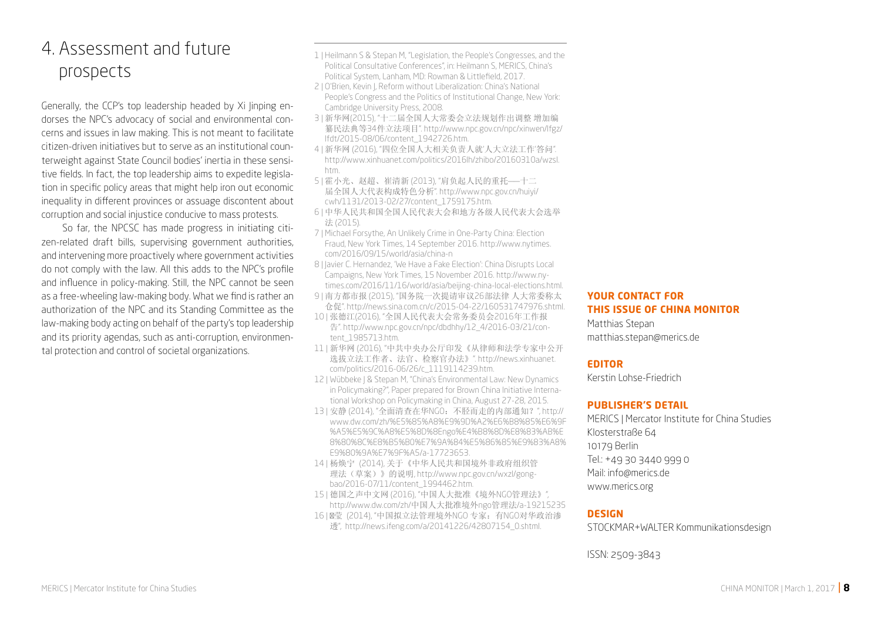# 4. Assessment and future prospects

Generally, the CCP's top leadership headed by Xi Jinping endorses the NPC's advocacy of social and environmental concerns and issues in law making. This is not meant to facilitate citizen-driven initiatives but to serve as an institutional counterweight against State Council bodies' inertia in these sensitive fields. In fact, the top leadership aims to expedite legislation in specific policy areas that might help iron out economic inequality in different provinces or assuage discontent about corruption and social injustice conducive to mass protests.

So far, the NPCSC has made progress in initiating citizen-related draft bills, supervising government authorities, and intervening more proactively where government activities do not comply with the law. All this adds to the NPC's profile and influence in policy-making. Still, the NPC cannot be seen as a free-wheeling law-making body. What we find is rather an authorization of the NPC and its Standing Committee as the law-making body acting on behalf of the party's top leadership and its priority agendas, such as anti-corruption, environmental protection and control of societal organizations.

---

1 | Heilmann S & Stepan M, "Legislation, the People's Congresses, and the Political Consultative Conferences", in: Heilmann S, MERICS, China's Political System, Lanham, MD: Rowman & Littlefield, 2017.

2 | O'Brien, Kevin J, Reform without Liberalization: China's National People's Congress and the Politics of Institutional Change, New York: Cambridge University Press, 2008.

3 | 新华网(2015), "十二届全国人大常委会立法规划作出调整 增加编纂民法典等34件立法项目". http://www.npc.gov.cn/npc/xinwen/lfgz/lfdt/2015-08/06/content_1942726.htm.

4 | 新华网 (2016), "四位全国人大相关负责人就'人大立法工作'答问". http://www.xinhuanet.com/politics/2016lh/zhibo/20160310a/wzsl.htm.

5 | 霍小光、赵超、崔清新 (2013), "肩负起人民的重托——十二届全国人大代表构成特色分析". http://www.npc.gov.cn/huiyi/cwh/1131/2013-02/27/content_1759175.htm.

6 | 中华人民共和国全国人民代表大会和地方各级人民代表大会选举法 (2015).

7 | Michael Forsythe, An Unlikely Crime in One-Party China: Election Fraud, New York Times, 14 September 2016. http://www.nytimes.com/2016/09/15/world/asia/china-n

8 | Javier C. Hernandez, 'We Have a Fake Election': China Disrupts Local Campaigns, New York Times, 15 November 2016. http://www.nytimes.com/2016/11/16/world/asia/beijing-china-local-elections.html.

9 | 南方都市报 (2015), "国务院一次提请审议26部法律 人大常委称太仓促". http://news.sina.com.cn/c/2015-04-22/160531747976.shtml.

10 | 张德江(2016), "全国人民代表大会常务委员会2016年工作报告". http://www.npc.gov.cn/npc/dbdhhy/12_4/2016-03/21/content_1985713.htm.

11 | 新华网 (2016), "中共中央办公厅印发《从律师和法学专家中公开选拔立法工作者、法官、检察官办法》". http://news.xinhuanet.com/politics/2016-06/26/c_1119114239.htm.

12 | Wübbeke J & Stepan M, "China's Environmental Law: New Dynamics in Policymaking?", Paper prepared for Brown China Initiative International Workshop on Policymaking in China, August 27-28, 2015.

13 | 安静 (2014), "全面清查在华NGO：不胫而走的内部通知？", http://www.dw.com/zh/%E5%85%A8%E9%9D%A2%E6%B8%85%E6%9F%A5%E5%9C%A8%E5%8D%8Engo%E4%B8%8D%E8%83%AB%E8%80%8C%E8%B5%B0%E7%9A%84%E5%86%85%E9%83%A8%E9%80%9A%E7%9F%A5/a-17723653.

14 | 杨焕宁（2014), 关于《中华人民共和国境外非政府组织管理法（草案）》的说明, http://www.npc.gov.cn/wxzl/gongbao/2016-07/11/content_1994462.htm.

15 | 德国之声中文网 (2016), "中国人大批准《境外NGO管理法》", http://www.dw.com/zh/中国人大批准境外ngo管理法/a-19215235

16 | ⊠莹 (2014), "中国拟立法管理境外NGO 专家：有NGO对华政治渗透", http://news.ifeng.com/a/20141226/42807154_0.shtml.

---

**YOUR CONTACT FOR THIS ISSUE OF CHINA MONITOR**

Matthias Stepan
matthias.stepan@merics.de

**EDITOR**

Kerstin Lohse-Friedrich

**PUBLISHER'S DETAIL**

MERICS | Mercator Institute for China Studies
Klosterstraße 64
10179 Berlin
Tel.: +49 30 3440 999 0
Mail: info@merics.de
www.merics.org

**DESIGN**

STOCKMAR+WALTER Kommunikationsdesign

ISSN: 2509-3843